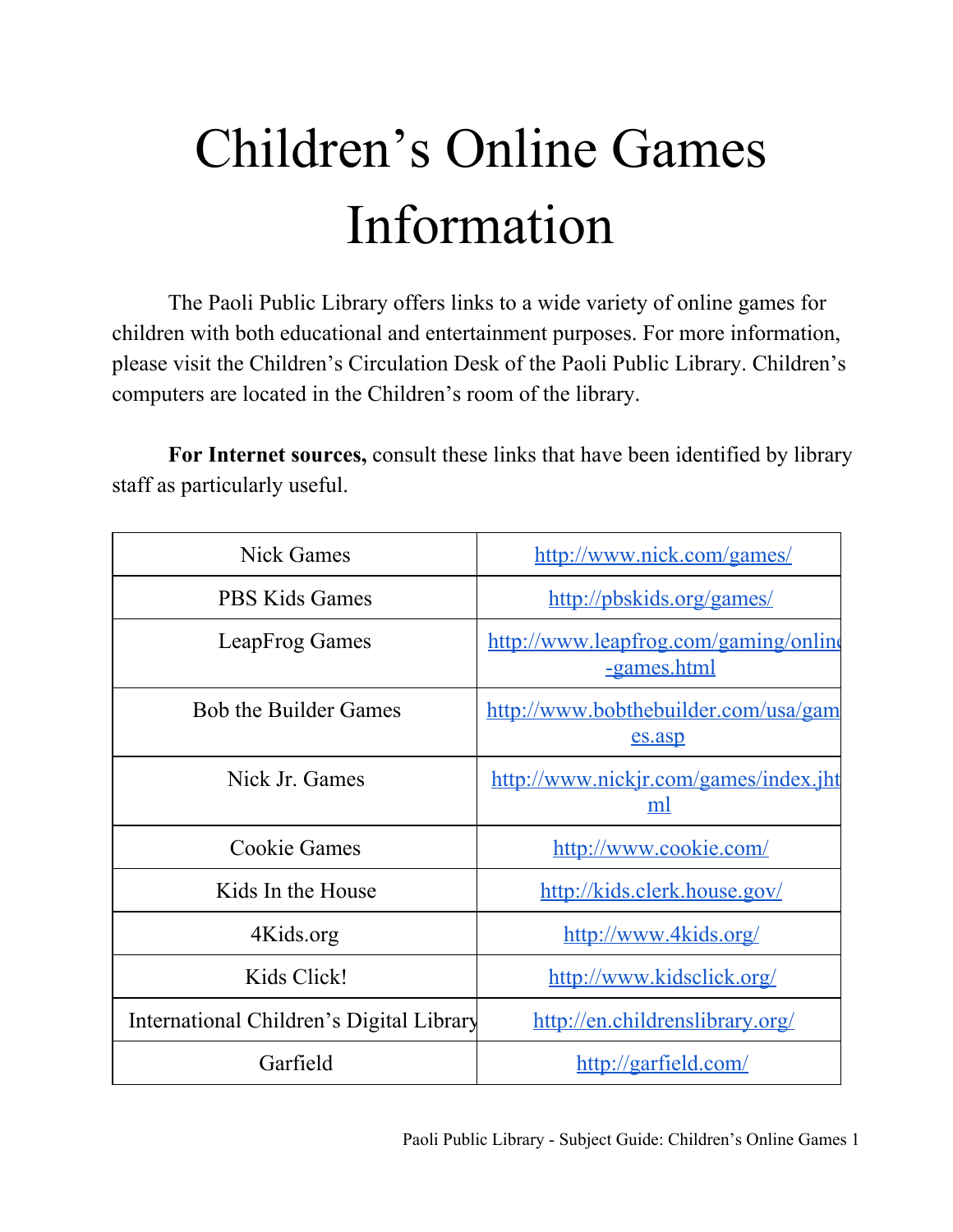# Children's Online Games Information

The Paoli Public Library offers links to a wide variety of online games for children with both educational and entertainment purposes. For more information, please visit the Children's Circulation Desk of the Paoli Public Library. Children's computers are located in the Children's room of the library.

**For Internet sources,** consult these links that have been identified by library staff as particularly useful.

| | |
|---|---|
| Nick Games | http://www.nick.com/games/ |
| PBS Kids Games | http://pbskids.org/games/ |
| LeapFrog Games | http://www.leapfrog.com/gaming/online-games.html |
| Bob the Builder Games | http://www.bobthebuilder.com/usa/games.asp |
| Nick Jr. Games | http://www.nickjr.com/games/index.jhtml |
| Cookie Games | http://www.cookie.com/ |
| Kids In the House | http://kids.clerk.house.gov/ |
| 4Kids.org | http://www.4kids.org/ |
| Kids Click! | http://www.kidsclick.org/ |
| International Children's Digital Library | http://en.childrenslibrary.org/ |
| Garfield | http://garfield.com/ |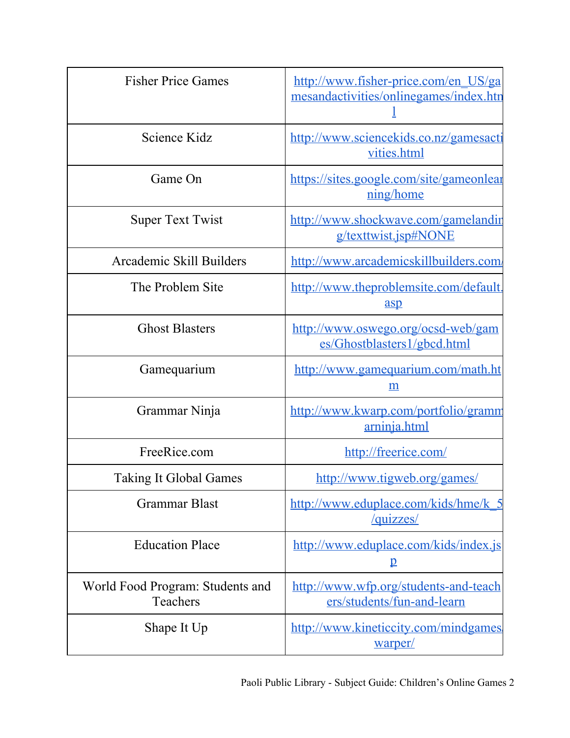| | |
|---|---|
| Fisher Price Games | http://www.fisher-price.com/en_US/gamesandactivities/onlinegames/index.html |
| Science Kidz | http://www.sciencekids.co.nz/gamesactivities.html |
| Game On | https://sites.google.com/site/gameonlearning/home |
| Super Text Twist | http://www.shockwave.com/gamelanding/texttwist.jsp#NONE |
| Arcademic Skill Builders | http://www.arcademicskillbuilders.com/ |
| The Problem Site | http://www.theproblemsite.com/default.asp |
| Ghost Blasters | http://www.oswego.org/ocsd-web/games/Ghostblasters1/gbcd.html |
| Gamequarium | http://www.gamequarium.com/math.htm |
| Grammar Ninja | http://www.kwarp.com/portfolio/grammarninja.html |
| FreeRice.com | http://freerice.com/ |
| Taking It Global Games | http://www.tigweb.org/games/ |
| Grammar Blast | http://www.eduplace.com/kids/hme/k_5/quizzes/ |
| Education Place | http://www.eduplace.com/kids/index.jsp |
| World Food Program: Students and Teachers | http://www.wfp.org/students-and-teachers/students/fun-and-learn |
| Shape It Up | http://www.kineticcity.com/mindgames/warper/ |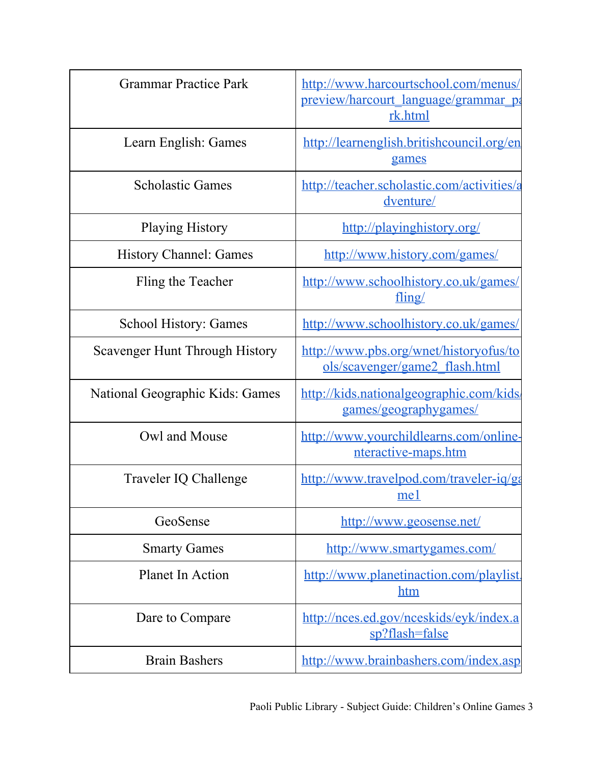| | |
|---|---|
| Grammar Practice Park | http://www.harcourtschool.com/menus/preview/harcourt_language/grammar_park.html |
| Learn English: Games | http://learnenglish.britishcouncil.org/en/games |
| Scholastic Games | http://teacher.scholastic.com/activities/adventure/ |
| Playing History | http://playinghistory.org/ |
| History Channel: Games | http://www.history.com/games/ |
| Fling the Teacher | http://www.schoolhistory.co.uk/games/fling/ |
| School History: Games | http://www.schoolhistory.co.uk/games/ |
| Scavenger Hunt Through History | http://www.pbs.org/wnet/historyofus/tools/scavenger/game2_flash.html |
| National Geographic Kids: Games | http://kids.nationalgeographic.com/kids/games/geographygames/ |
| Owl and Mouse | http://www.yourchildlearns.com/online-nteractive-maps.htm |
| Traveler IQ Challenge | http://www.travelpod.com/traveler-iq/game1 |
| GeoSense | http://www.geosense.net/ |
| Smarty Games | http://www.smartygames.com/ |
| Planet In Action | http://www.planetinaction.com/playlist.htm |
| Dare to Compare | http://nces.ed.gov/nceskids/eyk/index.asp?flash=false |
| Brain Bashers | http://www.brainbashers.com/index.asp |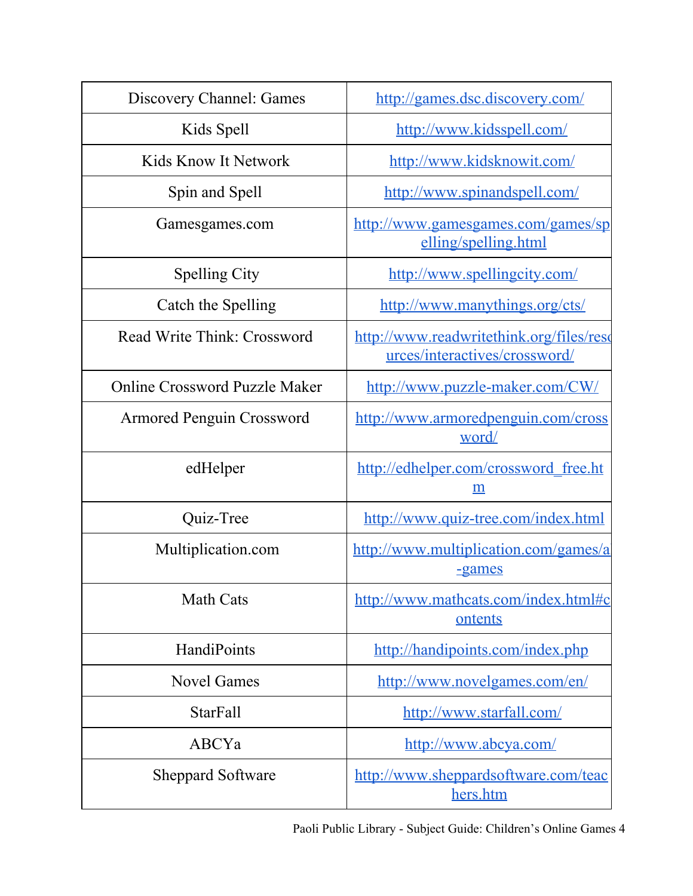| | |
|---|---|
| Discovery Channel: Games | http://games.dsc.discovery.com/ |
| Kids Spell | http://www.kidsspell.com/ |
| Kids Know It Network | http://www.kidsknowit.com/ |
| Spin and Spell | http://www.spinandspell.com/ |
| Gamesgames.com | http://www.gamesgames.com/games/spelling/spelling.html |
| Spelling City | http://www.spellingcity.com/ |
| Catch the Spelling | http://www.manythings.org/cts/ |
| Read Write Think: Crossword | http://www.readwritethink.org/files/resources/interactives/crossword/ |
| Online Crossword Puzzle Maker | http://www.puzzle-maker.com/CW/ |
| Armored Penguin Crossword | http://www.armoredpenguin.com/crossword/ |
| edHelper | http://edhelper.com/crossword_free.htm |
| Quiz-Tree | http://www.quiz-tree.com/index.html |
| Multiplication.com | http://www.multiplication.com/games/a-games |
| Math Cats | http://www.mathcats.com/index.html#contents |
| HandiPoints | http://handipoints.com/index.php |
| Novel Games | http://www.novelgames.com/en/ |
| StarFall | http://www.starfall.com/ |
| ABCYa | http://www.abcya.com/ |
| Sheppard Software | http://www.sheppardsoftware.com/teachers.htm |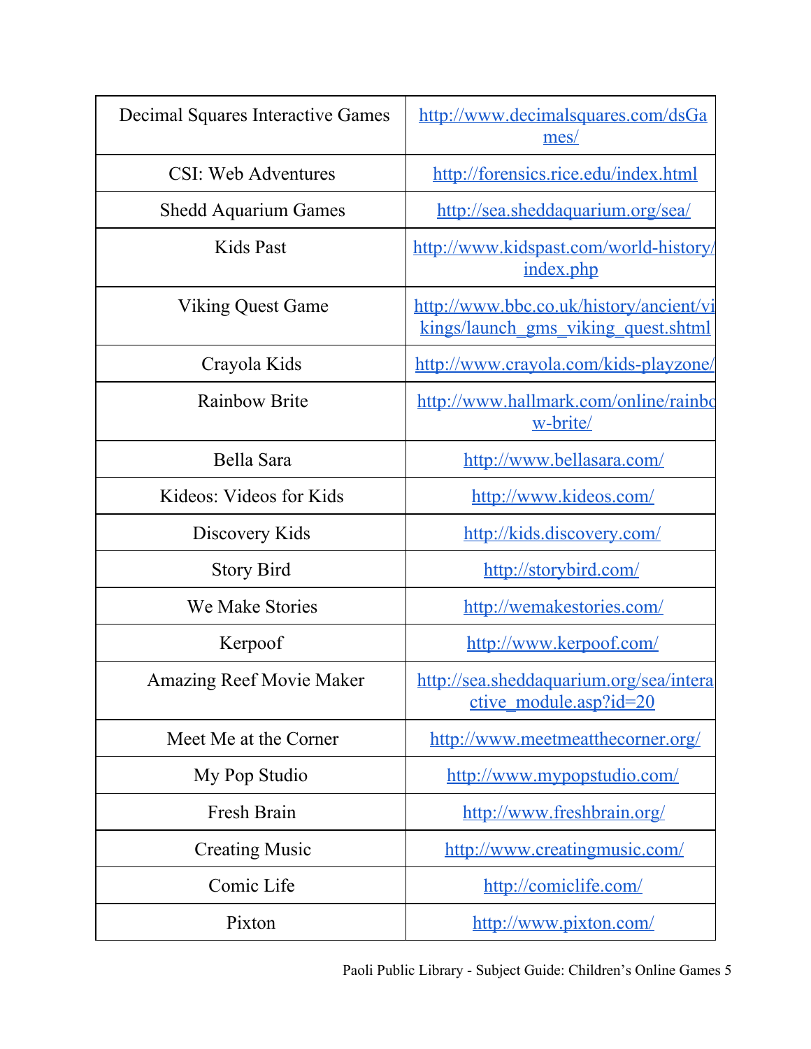| | |
|---|---|
| Decimal Squares Interactive Games | http://www.decimalsquares.com/dsGames/ |
| CSI: Web Adventures | http://forensics.rice.edu/index.html |
| Shedd Aquarium Games | http://sea.sheddaquarium.org/sea/ |
| Kids Past | http://www.kidspast.com/world-history/index.php |
| Viking Quest Game | http://www.bbc.co.uk/history/ancient/vikings/launch_gms_viking_quest.shtml |
| Crayola Kids | http://www.crayola.com/kids-playzone/ |
| Rainbow Brite | http://www.hallmark.com/online/rainbow-brite/ |
| Bella Sara | http://www.bellasara.com/ |
| Kideos: Videos for Kids | http://www.kideos.com/ |
| Discovery Kids | http://kids.discovery.com/ |
| Story Bird | http://storybird.com/ |
| We Make Stories | http://wemakestories.com/ |
| Kerpoof | http://www.kerpoof.com/ |
| Amazing Reef Movie Maker | http://sea.sheddaquarium.org/sea/interactive_module.asp?id=20 |
| Meet Me at the Corner | http://www.meetmeatthecorner.org/ |
| My Pop Studio | http://www.mypopstudio.com/ |
| Fresh Brain | http://www.freshbrain.org/ |
| Creating Music | http://www.creatingmusic.com/ |
| Comic Life | http://comiclife.com/ |
| Pixton | http://www.pixton.com/ |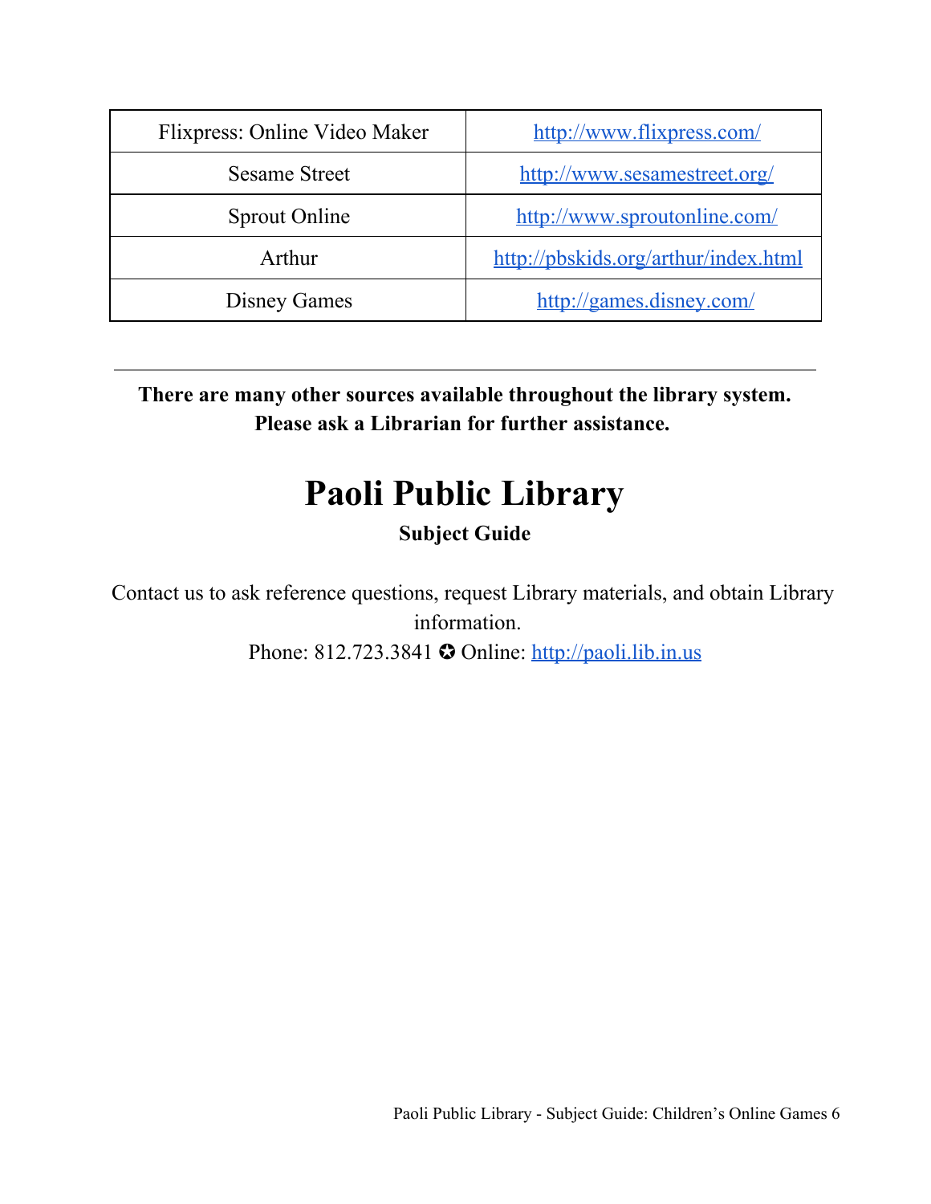| | |
|---|---|
| Flixpress: Online Video Maker | http://www.flixpress.com/ |
| Sesame Street | http://www.sesamestreet.org/ |
| Sprout Online | http://www.sproutonline.com/ |
| Arthur | http://pbskids.org/arthur/index.html |
| Disney Games | http://games.disney.com/ |

---

**There are many other sources available throughout the library system.**
**Please ask a Librarian for further assistance.**

# Paoli Public Library

**Subject Guide**

Contact us to ask reference questions, request Library materials, and obtain Library information.

Phone: 812.723.3841 ✪ Online: http://paoli.lib.in.us